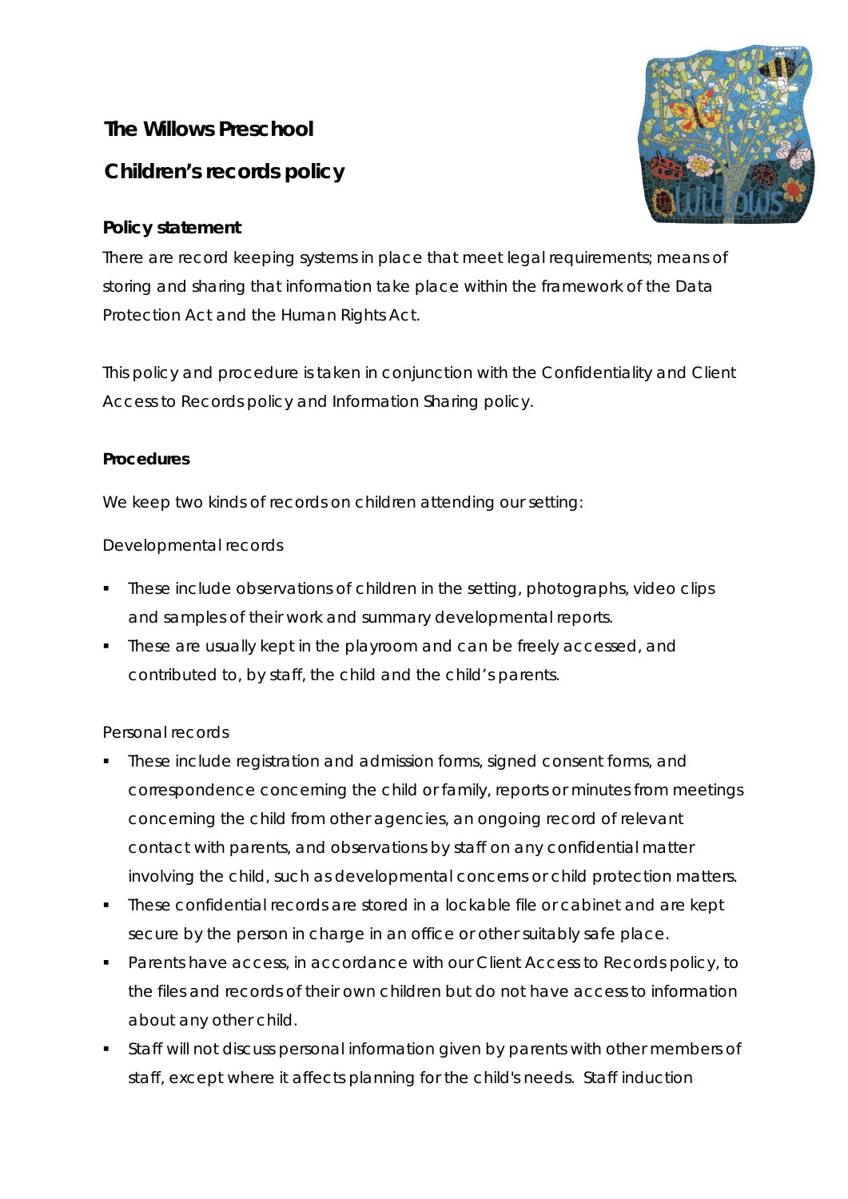# The Willows Preschool

## Children's records policy

### Policy statement

There are record keeping systems in place that meet legal requirements; means of storing and sharing that information take place within the framework of the Data Protection Act and the Human Rights Act.

This policy and procedure is taken in conjunction with the Confidentiality and Client Access to Records policy and Information Sharing policy.

### Procedures

We keep two kinds of records on children attending our setting:

Developmental records

- These include observations of children in the setting, photographs, video clips and samples of their work and summary developmental reports.
- These are usually kept in the playroom and can be freely accessed, and contributed to, by staff, the child and the child's parents.

Personal records

- These include registration and admission forms, signed consent forms, and correspondence concerning the child or family, reports or minutes from meetings concerning the child from other agencies, an ongoing record of relevant contact with parents, and observations by staff on any confidential matter involving the child, such as developmental concerns or child protection matters.
- These confidential records are stored in a lockable file or cabinet and are kept secure by the person in charge in an office or other suitably safe place.
- Parents have access, in accordance with our Client Access to Records policy, to the files and records of their own children but do not have access to information about any other child.
- Staff will not discuss personal information given by parents with other members of staff, except where it affects planning for the child's needs. Staff induction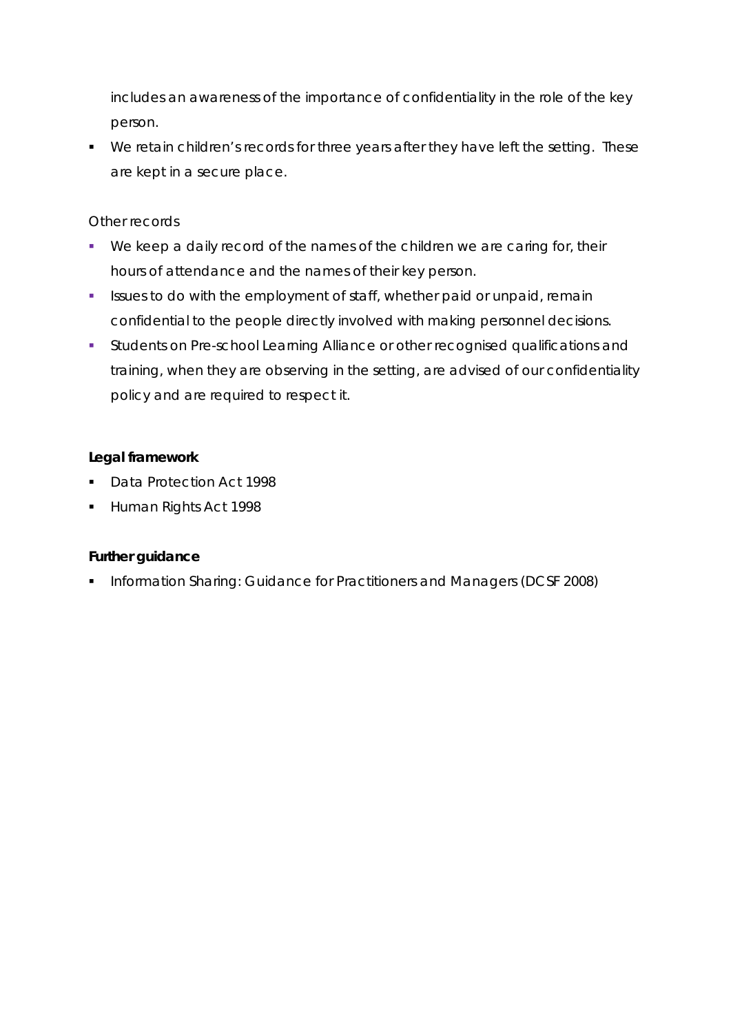includes an awareness of the importance of confidentiality in the role of the key person.

- We retain children's records for three years after they have left the setting. These are kept in a secure place.

Other records

- We keep a daily record of the names of the children we are caring for, their hours of attendance and the names of their key person.
- Issues to do with the employment of staff, whether paid or unpaid, remain confidential to the people directly involved with making personnel decisions.
- Students on Pre-school Learning Alliance or other recognised qualifications and training, when they are observing in the setting, are advised of our confidentiality policy and are required to respect it.

**Legal framework**

- Data Protection Act 1998
- Human Rights Act 1998

**Further guidance**

- Information Sharing: Guidance for Practitioners and Managers (DCSF 2008)